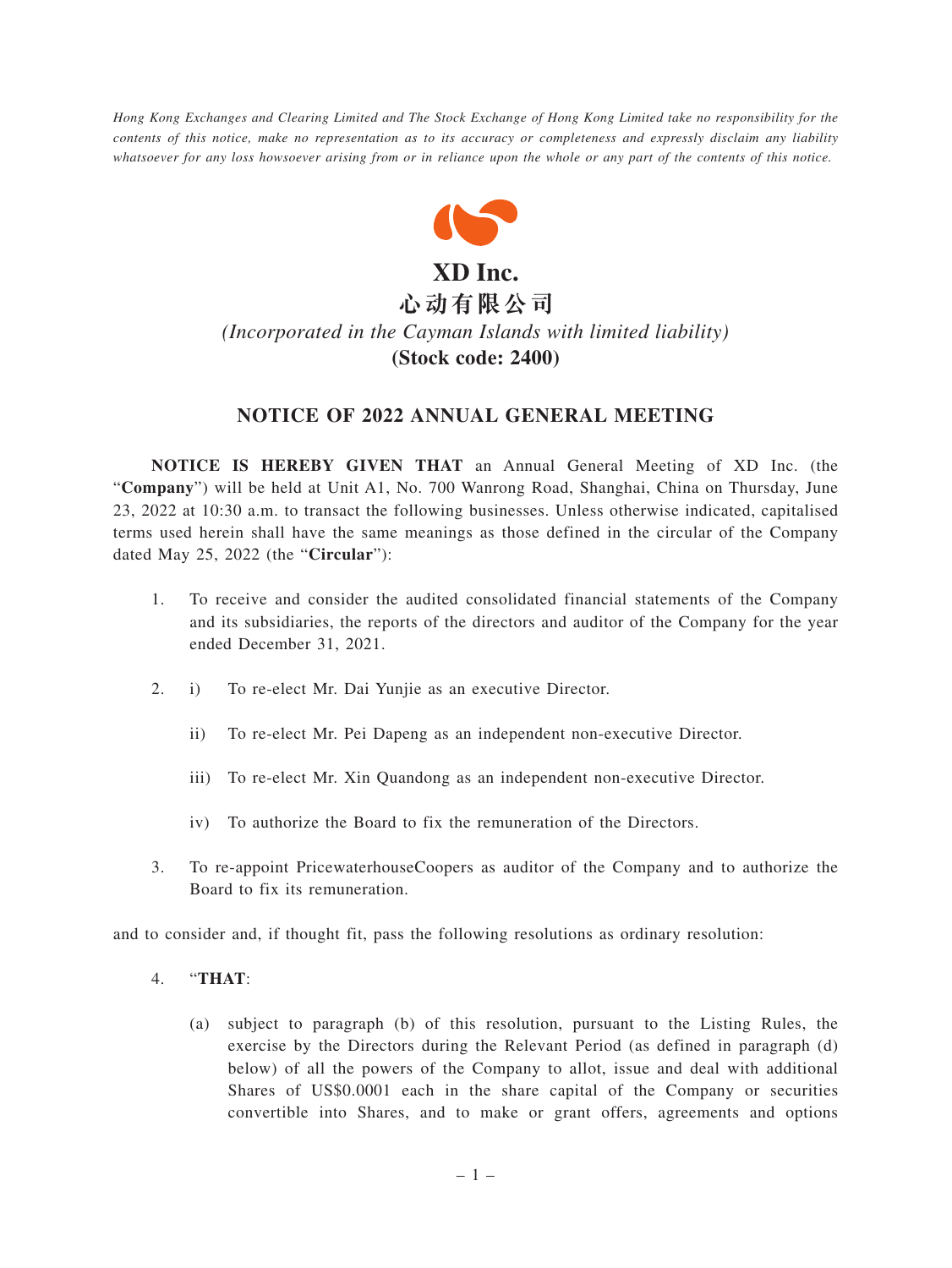*Hong Kong Exchanges and Clearing Limited and The Stock Exchange of Hong Kong Limited take no responsibility for the contents of this notice, make no representation as to its accuracy or completeness and expressly disclaim any liability whatsoever for any loss howsoever arising from or in reliance upon the whole or any part of the contents of this notice.*

# XD Inc.
# 心动有限公司

*(Incorporated in the Cayman Islands with limited liability)*

**(Stock code: 2400)**

## NOTICE OF 2022 ANNUAL GENERAL MEETING

**NOTICE IS HEREBY GIVEN THAT** an Annual General Meeting of XD Inc. (the "**Company**") will be held at Unit A1, No. 700 Wanrong Road, Shanghai, China on Thursday, June 23, 2022 at 10:30 a.m. to transact the following businesses. Unless otherwise indicated, capitalised terms used herein shall have the same meanings as those defined in the circular of the Company dated May 25, 2022 (the "**Circular**"):

1. To receive and consider the audited consolidated financial statements of the Company and its subsidiaries, the reports of the directors and auditor of the Company for the year ended December 31, 2021.

2. i) To re-elect Mr. Dai Yunjie as an executive Director.

   ii) To re-elect Mr. Pei Dapeng as an independent non-executive Director.

   iii) To re-elect Mr. Xin Quandong as an independent non-executive Director.

   iv) To authorize the Board to fix the remuneration of the Directors.

3. To re-appoint PricewaterhouseCoopers as auditor of the Company and to authorize the Board to fix its remuneration.

and to consider and, if thought fit, pass the following resolutions as ordinary resolution:

4. "**THAT**:

   (a) subject to paragraph (b) of this resolution, pursuant to the Listing Rules, the exercise by the Directors during the Relevant Period (as defined in paragraph (d) below) of all the powers of the Company to allot, issue and deal with additional Shares of US$0.0001 each in the share capital of the Company or securities convertible into Shares, and to make or grant offers, agreements and options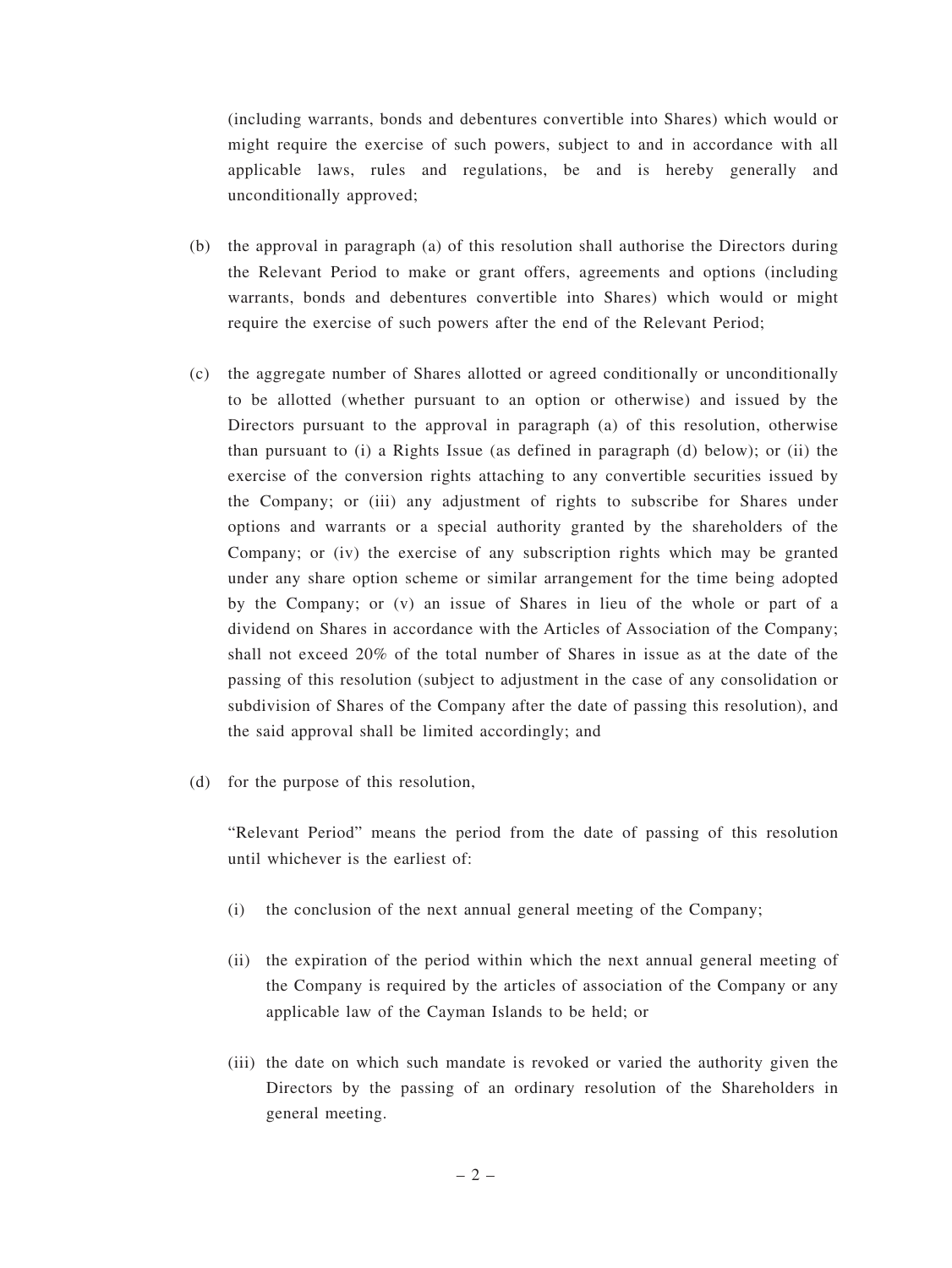(including warrants, bonds and debentures convertible into Shares) which would or might require the exercise of such powers, subject to and in accordance with all applicable laws, rules and regulations, be and is hereby generally and unconditionally approved;

(b) the approval in paragraph (a) of this resolution shall authorise the Directors during the Relevant Period to make or grant offers, agreements and options (including warrants, bonds and debentures convertible into Shares) which would or might require the exercise of such powers after the end of the Relevant Period;

(c) the aggregate number of Shares allotted or agreed conditionally or unconditionally to be allotted (whether pursuant to an option or otherwise) and issued by the Directors pursuant to the approval in paragraph (a) of this resolution, otherwise than pursuant to (i) a Rights Issue (as defined in paragraph (d) below); or (ii) the exercise of the conversion rights attaching to any convertible securities issued by the Company; or (iii) any adjustment of rights to subscribe for Shares under options and warrants or a special authority granted by the shareholders of the Company; or (iv) the exercise of any subscription rights which may be granted under any share option scheme or similar arrangement for the time being adopted by the Company; or (v) an issue of Shares in lieu of the whole or part of a dividend on Shares in accordance with the Articles of Association of the Company; shall not exceed 20% of the total number of Shares in issue as at the date of the passing of this resolution (subject to adjustment in the case of any consolidation or subdivision of Shares of the Company after the date of passing this resolution), and the said approval shall be limited accordingly; and

(d) for the purpose of this resolution,

"Relevant Period" means the period from the date of passing of this resolution until whichever is the earliest of:

(i) the conclusion of the next annual general meeting of the Company;

(ii) the expiration of the period within which the next annual general meeting of the Company is required by the articles of association of the Company or any applicable law of the Cayman Islands to be held; or

(iii) the date on which such mandate is revoked or varied the authority given the Directors by the passing of an ordinary resolution of the Shareholders in general meeting.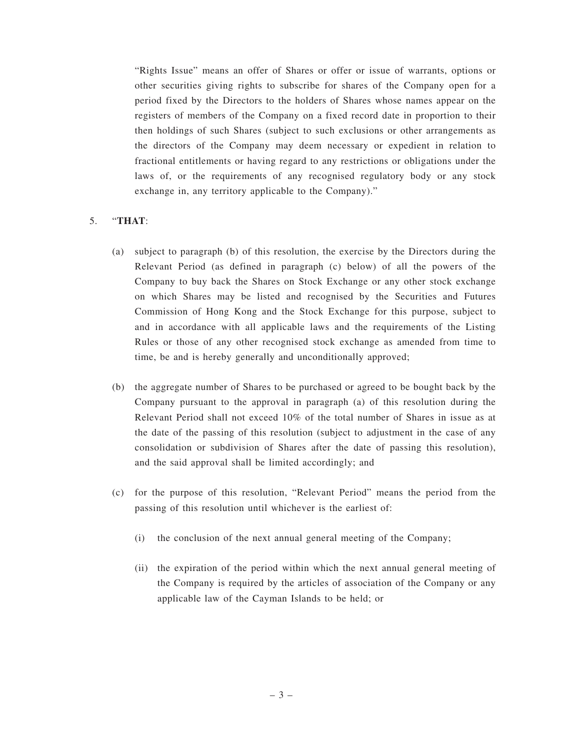"Rights Issue" means an offer of Shares or offer or issue of warrants, options or other securities giving rights to subscribe for shares of the Company open for a period fixed by the Directors to the holders of Shares whose names appear on the registers of members of the Company on a fixed record date in proportion to their then holdings of such Shares (subject to such exclusions or other arrangements as the directors of the Company may deem necessary or expedient in relation to fractional entitlements or having regard to any restrictions or obligations under the laws of, or the requirements of any recognised regulatory body or any stock exchange in, any territory applicable to the Company)."

5. "**THAT**:

   (a) subject to paragraph (b) of this resolution, the exercise by the Directors during the Relevant Period (as defined in paragraph (c) below) of all the powers of the Company to buy back the Shares on Stock Exchange or any other stock exchange on which Shares may be listed and recognised by the Securities and Futures Commission of Hong Kong and the Stock Exchange for this purpose, subject to and in accordance with all applicable laws and the requirements of the Listing Rules or those of any other recognised stock exchange as amended from time to time, be and is hereby generally and unconditionally approved;

   (b) the aggregate number of Shares to be purchased or agreed to be bought back by the Company pursuant to the approval in paragraph (a) of this resolution during the Relevant Period shall not exceed 10% of the total number of Shares in issue as at the date of the passing of this resolution (subject to adjustment in the case of any consolidation or subdivision of Shares after the date of passing this resolution), and the said approval shall be limited accordingly; and

   (c) for the purpose of this resolution, "Relevant Period" means the period from the passing of this resolution until whichever is the earliest of:

      (i) the conclusion of the next annual general meeting of the Company;

      (ii) the expiration of the period within which the next annual general meeting of the Company is required by the articles of association of the Company or any applicable law of the Cayman Islands to be held; or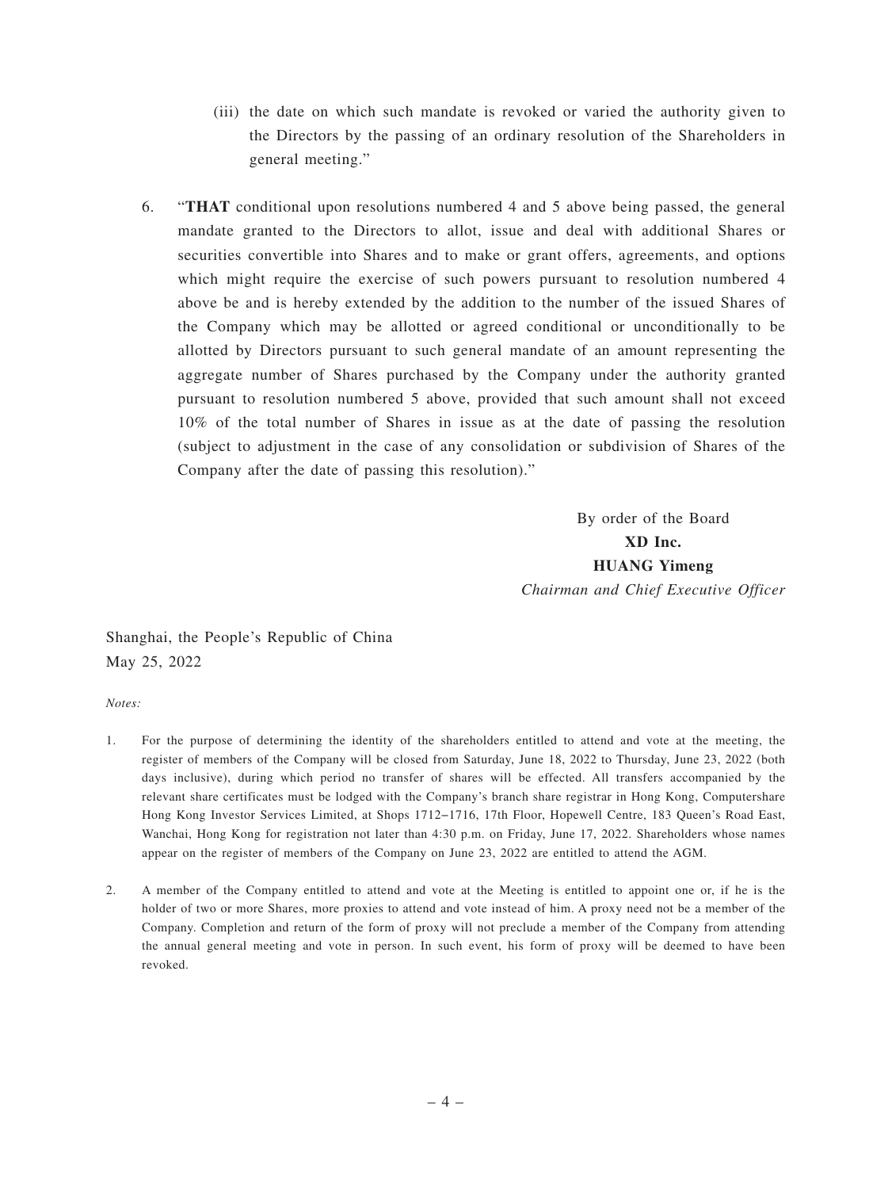(iii) the date on which such mandate is revoked or varied the authority given to the Directors by the passing of an ordinary resolution of the Shareholders in general meeting."

6. "**THAT** conditional upon resolutions numbered 4 and 5 above being passed, the general mandate granted to the Directors to allot, issue and deal with additional Shares or securities convertible into Shares and to make or grant offers, agreements, and options which might require the exercise of such powers pursuant to resolution numbered 4 above be and is hereby extended by the addition to the number of the issued Shares of the Company which may be allotted or agreed conditional or unconditionally to be allotted by Directors pursuant to such general mandate of an amount representing the aggregate number of Shares purchased by the Company under the authority granted pursuant to resolution numbered 5 above, provided that such amount shall not exceed 10% of the total number of Shares in issue as at the date of passing the resolution (subject to adjustment in the case of any consolidation or subdivision of Shares of the Company after the date of passing this resolution)."

By order of the Board
**XD Inc.**
**HUANG Yimeng**
*Chairman and Chief Executive Officer*

Shanghai, the People's Republic of China
May 25, 2022

*Notes:*

1. For the purpose of determining the identity of the shareholders entitled to attend and vote at the meeting, the register of members of the Company will be closed from Saturday, June 18, 2022 to Thursday, June 23, 2022 (both days inclusive), during which period no transfer of shares will be effected. All transfers accompanied by the relevant share certificates must be lodged with the Company's branch share registrar in Hong Kong, Computershare Hong Kong Investor Services Limited, at Shops 1712–1716, 17th Floor, Hopewell Centre, 183 Queen's Road East, Wanchai, Hong Kong for registration not later than 4:30 p.m. on Friday, June 17, 2022. Shareholders whose names appear on the register of members of the Company on June 23, 2022 are entitled to attend the AGM.

2. A member of the Company entitled to attend and vote at the Meeting is entitled to appoint one or, if he is the holder of two or more Shares, more proxies to attend and vote instead of him. A proxy need not be a member of the Company. Completion and return of the form of proxy will not preclude a member of the Company from attending the annual general meeting and vote in person. In such event, his form of proxy will be deemed to have been revoked.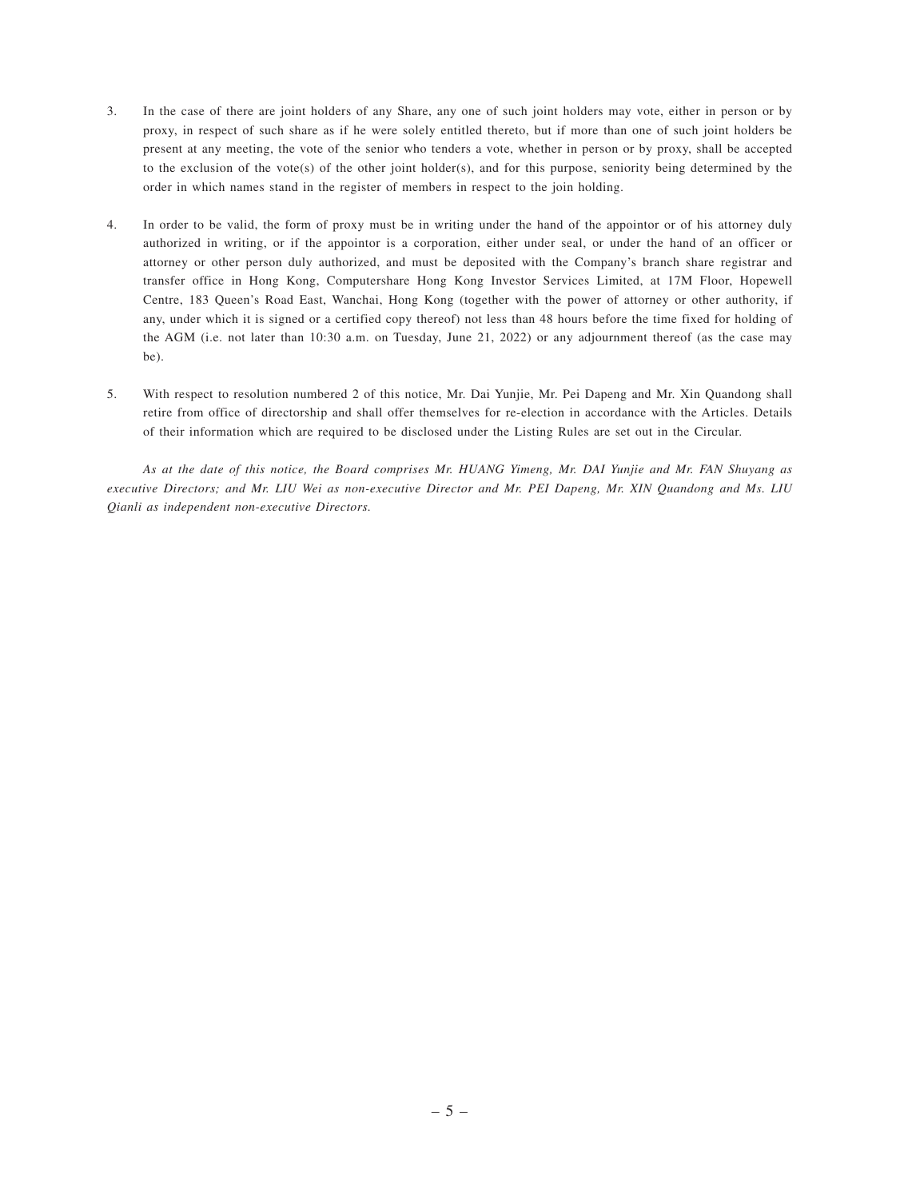3. In the case of there are joint holders of any Share, any one of such joint holders may vote, either in person or by proxy, in respect of such share as if he were solely entitled thereto, but if more than one of such joint holders be present at any meeting, the vote of the senior who tenders a vote, whether in person or by proxy, shall be accepted to the exclusion of the vote(s) of the other joint holder(s), and for this purpose, seniority being determined by the order in which names stand in the register of members in respect to the join holding.

4. In order to be valid, the form of proxy must be in writing under the hand of the appointor or of his attorney duly authorized in writing, or if the appointor is a corporation, either under seal, or under the hand of an officer or attorney or other person duly authorized, and must be deposited with the Company's branch share registrar and transfer office in Hong Kong, Computershare Hong Kong Investor Services Limited, at 17M Floor, Hopewell Centre, 183 Queen's Road East, Wanchai, Hong Kong (together with the power of attorney or other authority, if any, under which it is signed or a certified copy thereof) not less than 48 hours before the time fixed for holding of the AGM (i.e. not later than 10:30 a.m. on Tuesday, June 21, 2022) or any adjournment thereof (as the case may be).

5. With respect to resolution numbered 2 of this notice, Mr. Dai Yunjie, Mr. Pei Dapeng and Mr. Xin Quandong shall retire from office of directorship and shall offer themselves for re-election in accordance with the Articles. Details of their information which are required to be disclosed under the Listing Rules are set out in the Circular.

*As at the date of this notice, the Board comprises Mr. HUANG Yimeng, Mr. DAI Yunjie and Mr. FAN Shuyang as executive Directors; and Mr. LIU Wei as non-executive Director and Mr. PEI Dapeng, Mr. XIN Quandong and Ms. LIU Qianli as independent non-executive Directors.*